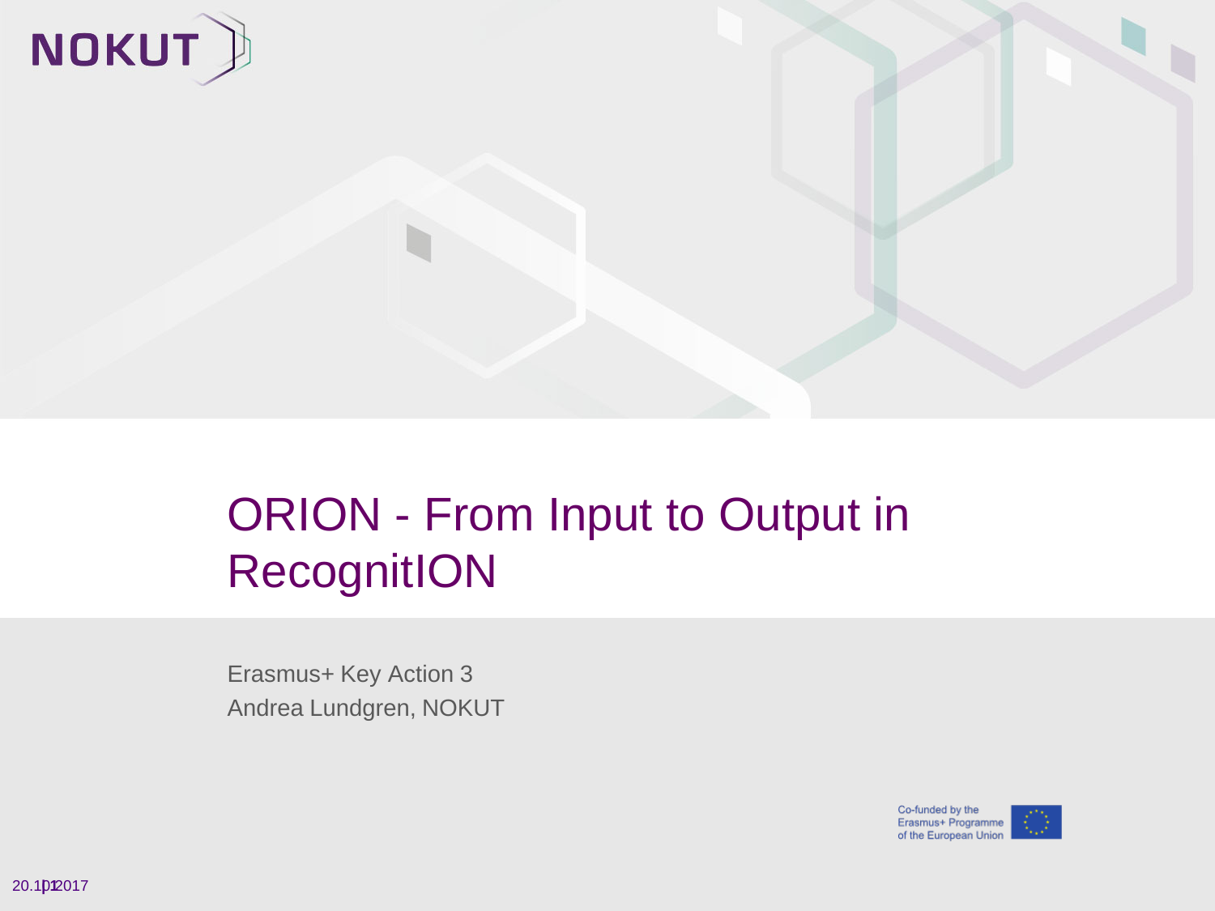# ORION - From Input to Output in RecognitION

Erasmus+ Key Action 3

Andrea Lundgren, NOKUT

Co-funded by the Erasmus+ Programme of the European Union

20.10.2017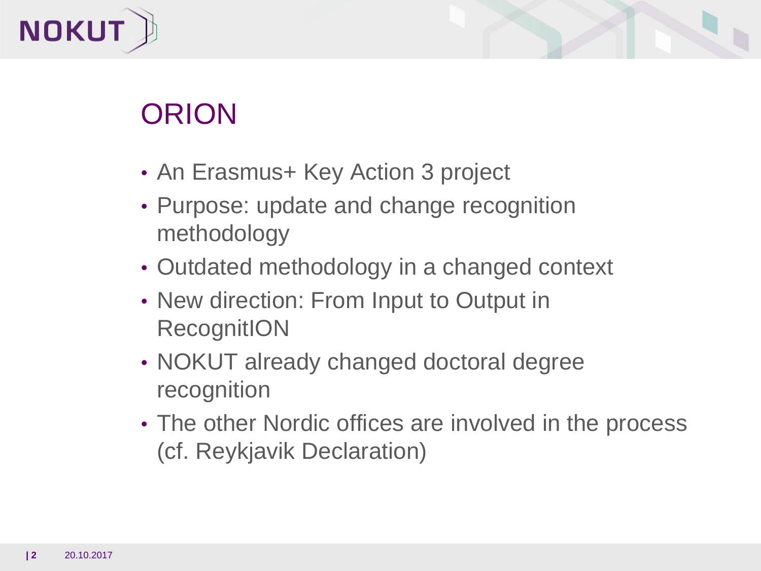# ORION

- An Erasmus+ Key Action 3 project
- Purpose: update and change recognition methodology
- Outdated methodology in a changed context
- New direction: From Input to Output in RecognitION
- NOKUT already changed doctoral degree recognition
- The other Nordic offices are involved in the process (cf. Reykjavik Declaration)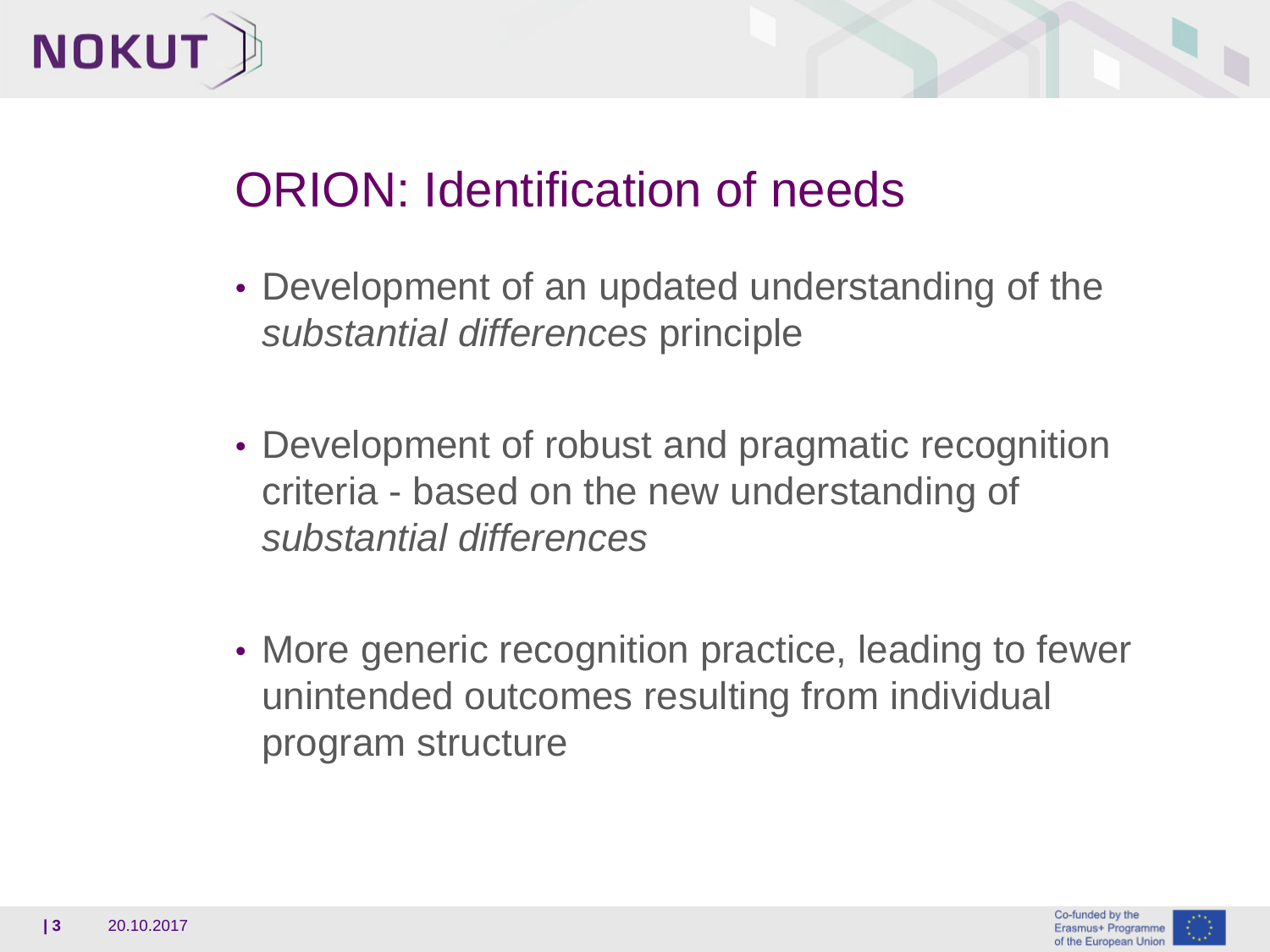# ORION: Identification of needs

- Development of an updated understanding of the *substantial differences* principle

- Development of robust and pragmatic recognition criteria - based on the new understanding of *substantial differences*

- More generic recognition practice, leading to fewer unintended outcomes resulting from individual program structure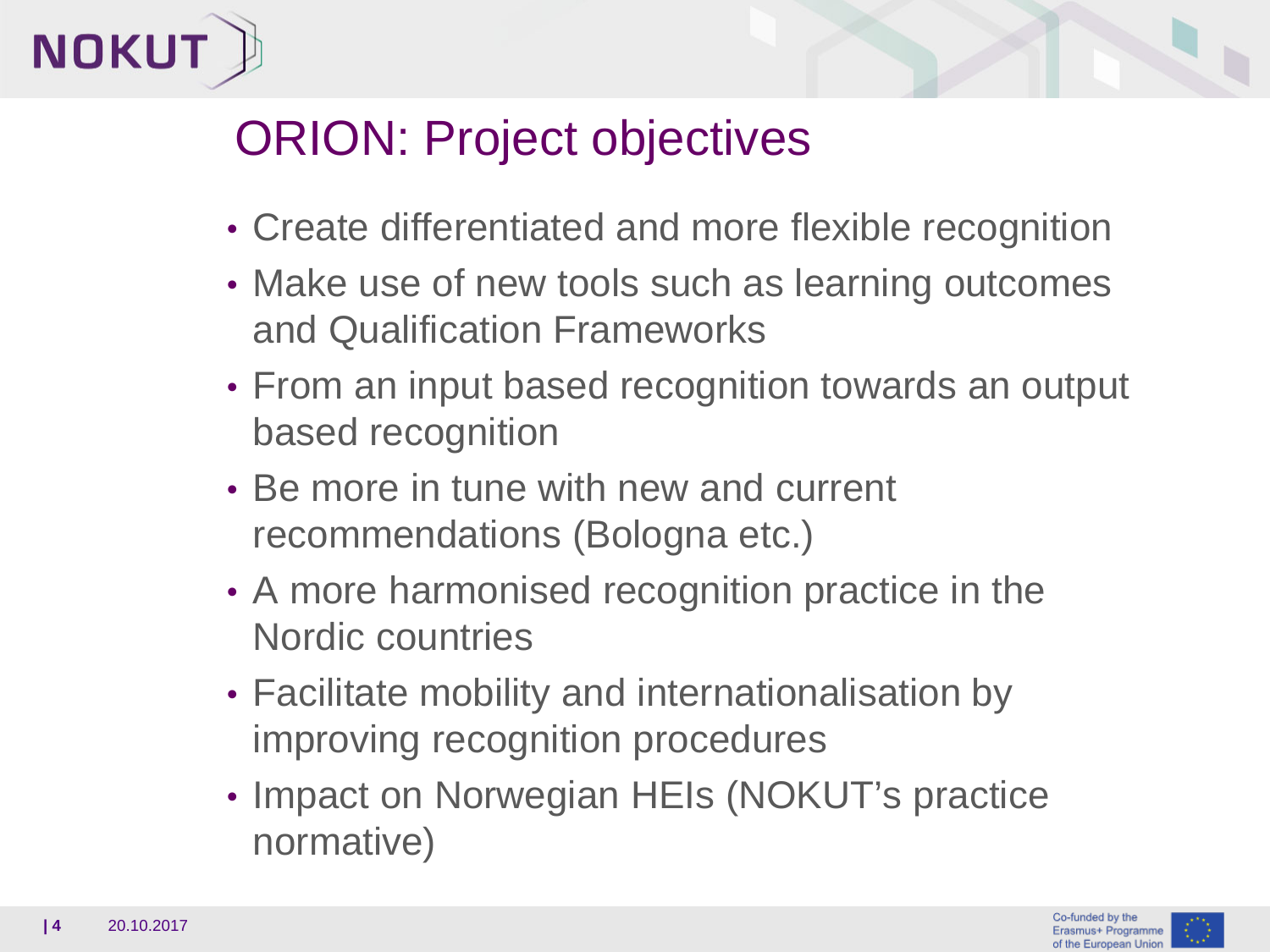# ORION: Project objectives

- Create differentiated and more flexible recognition
- Make use of new tools such as learning outcomes and Qualification Frameworks
- From an input based recognition towards an output based recognition
- Be more in tune with new and current recommendations (Bologna etc.)
- A more harmonised recognition practice in the Nordic countries
- Facilitate mobility and internationalisation by improving recognition procedures
- Impact on Norwegian HEIs (NOKUT's practice normative)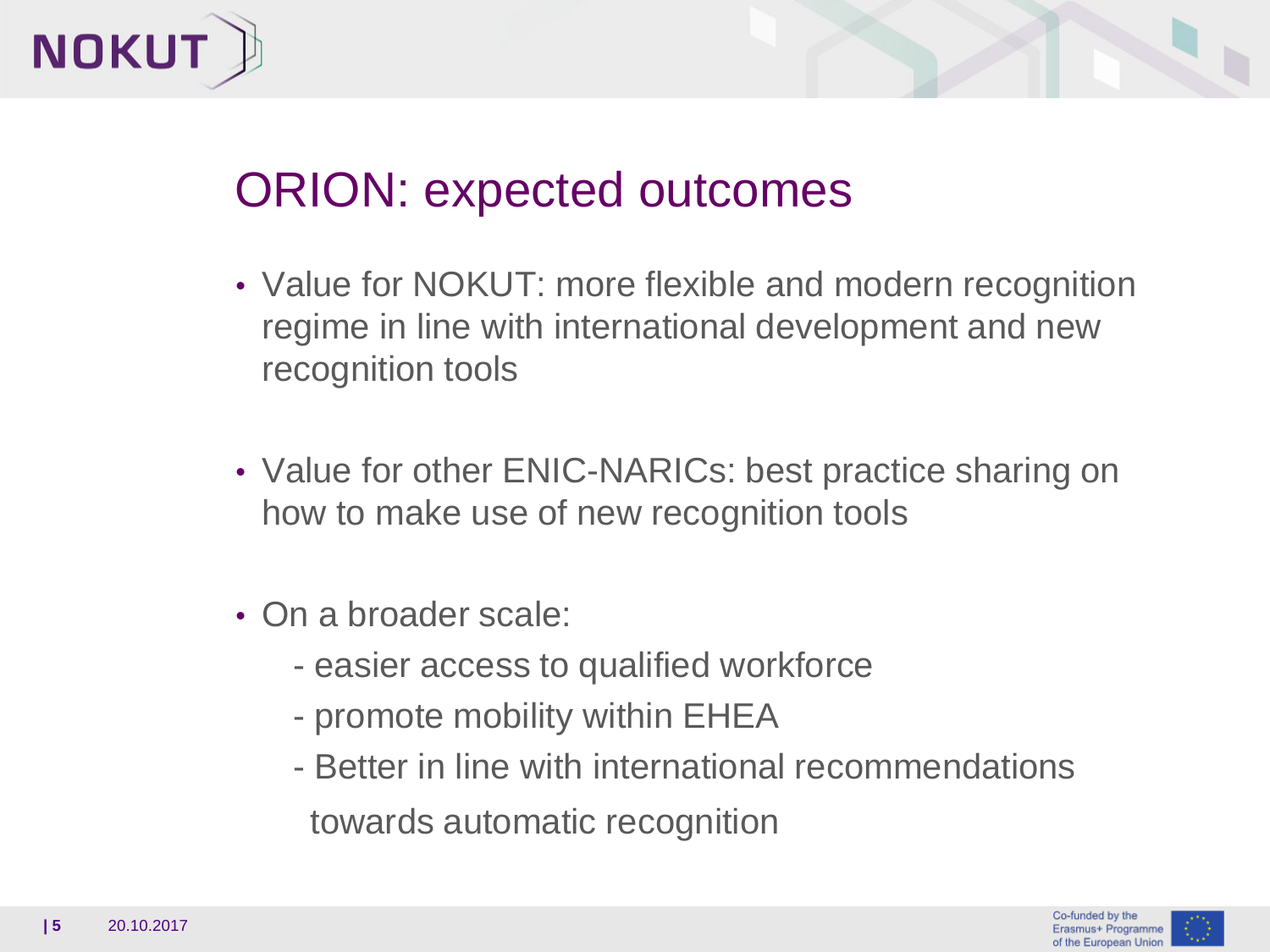# ORION: expected outcomes

- Value for NOKUT: more flexible and modern recognition regime in line with international development and new recognition tools

- Value for other ENIC-NARICs: best practice sharing on how to make use of new recognition tools

- On a broader scale:
  - easier access to qualified workforce
  - promote mobility within EHEA
  - Better in line with international recommendations towards automatic recognition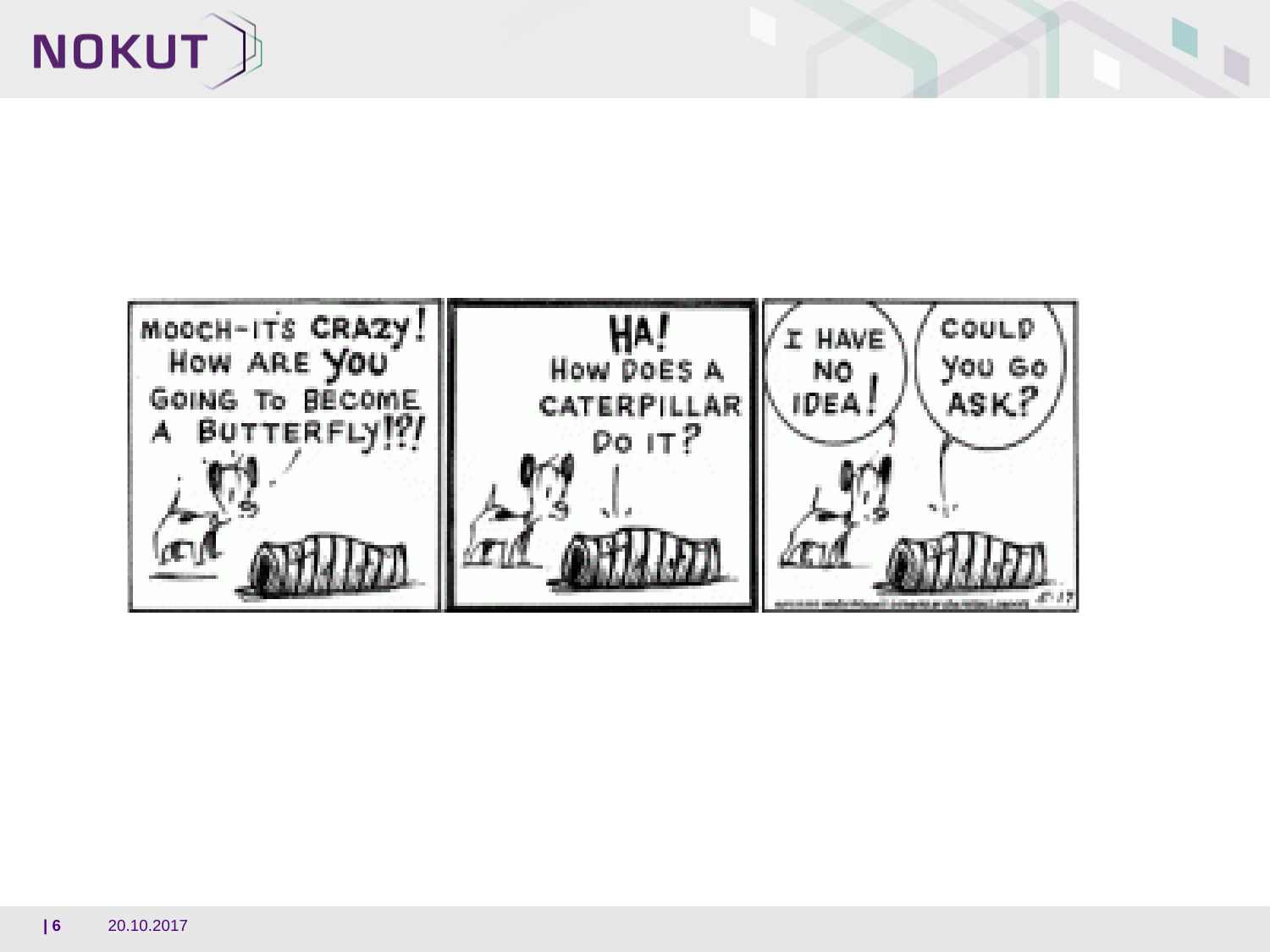MOOCH–IT'S CRAZY! HOW ARE YOU GOING TO BECOME A BUTTERFLY!?!

HA! HOW DOES A CATERPILLAR DO IT?

I HAVE NO IDEA!

COULD YOU GO ASK?